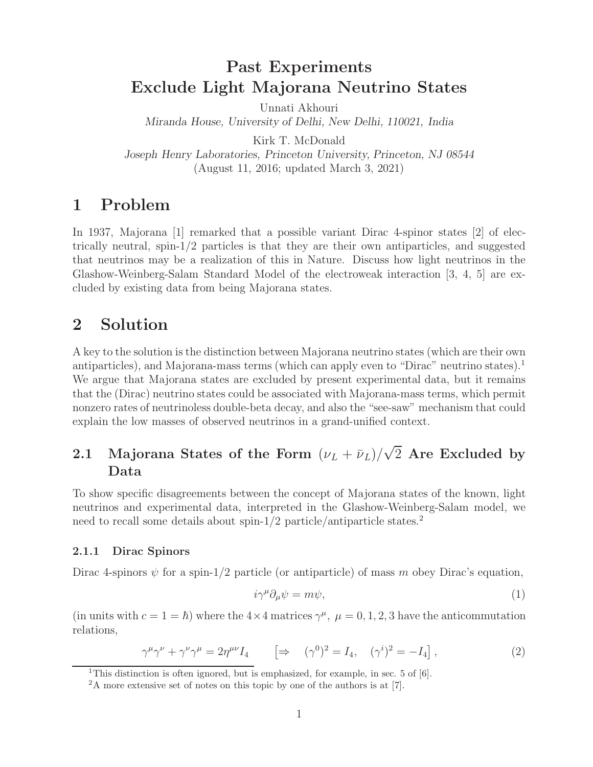# Past Experiments Exclude Light Majorana Neutrino States

Unnati Akhouri
*Miranda House, University of Delhi, New Delhi, 110021, India*

Kirk T. McDonald
*Joseph Henry Laboratories, Princeton University, Princeton, NJ 08544*
(August 11, 2016; updated March 3, 2021)

## 1 Problem

In 1937, Majorana [1] remarked that a possible variant Dirac 4-spinor states [2] of electrically neutral, spin-1/2 particles is that they are their own antiparticles, and suggested that neutrinos may be a realization of this in Nature. Discuss how light neutrinos in the Glashow-Weinberg-Salam Standard Model of the electroweak interaction [3, 4, 5] are excluded by existing data from being Majorana states.

## 2 Solution

A key to the solution is the distinction between Majorana neutrino states (which are their own antiparticles), and Majorana-mass terms (which can apply even to "Dirac" neutrino states).[1] We argue that Majorana states are excluded by present experimental data, but it remains that the (Dirac) neutrino states could be associated with Majorana-mass terms, which permit nonzero rates of neutrinoless double-beta decay, and also the "see-saw" mechanism that could explain the low masses of observed neutrinos in a grand-unified context.

### 2.1 Majorana States of the Form $(\nu_L + \bar{\nu}_L)/\sqrt{2}$ Are Excluded by Data

To show specific disagreements between the concept of Majorana states of the known, light neutrinos and experimental data, interpreted in the Glashow-Weinberg-Salam model, we need to recall some details about spin-1/2 particle/antiparticle states.[2]

#### 2.1.1 Dirac Spinors

Dirac 4-spinors $\psi$ for a spin-1/2 particle (or antiparticle) of mass $m$ obey Dirac's equation,

$$i\gamma^\mu \partial_\mu \psi = m\psi, \tag{1}$$

(in units with $c = 1 = \hbar$) where the $4 \times 4$ matrices $\gamma^\mu$, $\mu = 0, 1, 2, 3$ have the anticommutation relations,

$$\gamma^\mu \gamma^\nu + \gamma^\nu \gamma^\mu = 2\eta^{\mu\nu} I_4 \qquad \left[\Rightarrow \quad (\gamma^0)^2 = I_4, \quad (\gamma^i)^2 = -I_4\right], \tag{2}$$

[1] This distinction is often ignored, but is emphasized, for example, in sec. 5 of [6].

[2] A more extensive set of notes on this topic by one of the authors is at [7].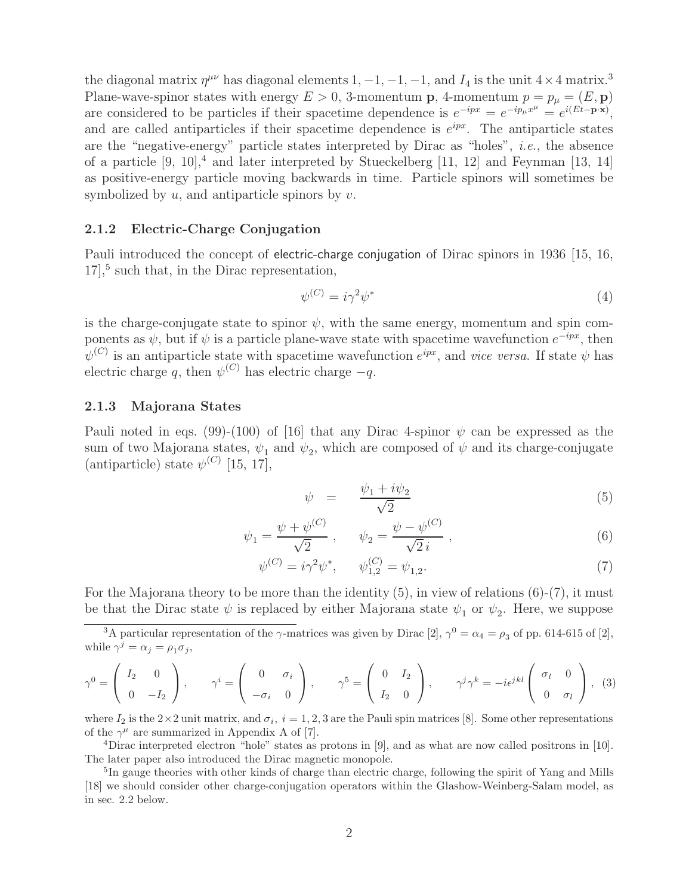the diagonal matrix $\eta^{\mu\nu}$ has diagonal elements $1, -1, -1, -1$, and $I_4$ is the unit $4 \times 4$ matrix.[3] Plane-wave-spinor states with energy $E > 0$, 3-momentum $\mathbf{p}$, 4-momentum $p = p_\mu = (E, \mathbf{p})$ are considered to be particles if their spacetime dependence is $e^{-ipx} = e^{-ip_\mu x^\mu} = e^{i(Et - \mathbf{p}\cdot\mathbf{x})}$, and are called antiparticles if their spacetime dependence is $e^{ipx}$. The antiparticle states are the "negative-energy" particle states interpreted by Dirac as "holes", *i.e.*, the absence of a particle [9, 10],[4] and later interpreted by Stueckelberg [11, 12] and Feynman [13, 14] as positive-energy particle moving backwards in time. Particle spinors will sometimes be symbolized by $u$, and antiparticle spinors by $v$.

### 2.1.2 Electric-Charge Conjugation

Pauli introduced the concept of electric-charge conjugation of Dirac spinors in 1936 [15, 16, 17],[5] such that, in the Dirac representation,

$$\psi^{(C)} = i\gamma^2 \psi^* \tag{4}$$

is the charge-conjugate state to spinor $\psi$, with the same energy, momentum and spin components as $\psi$, but if $\psi$ is a particle plane-wave state with spacetime wavefunction $e^{-ipx}$, then $\psi^{(C)}$ is an antiparticle state with spacetime wavefunction $e^{ipx}$, and *vice versa*. If state $\psi$ has electric charge $q$, then $\psi^{(C)}$ has electric charge $-q$.

### 2.1.3 Majorana States

Pauli noted in eqs. (99)-(100) of [16] that any Dirac 4-spinor $\psi$ can be expressed as the sum of two Majorana states, $\psi_1$ and $\psi_2$, which are composed of $\psi$ and its charge-conjugate (antiparticle) state $\psi^{(C)}$ [15, 17],

$$\psi = \frac{\psi_1 + i\psi_2}{\sqrt{2}} \tag{5}$$

$$\psi_1 = \frac{\psi + \psi^{(C)}}{\sqrt{2}}, \qquad \psi_2 = \frac{\psi - \psi^{(C)}}{\sqrt{2}\, i}, \tag{6}$$

$$\psi^{(C)} = i\gamma^2\psi^*, \qquad \psi_{1,2}^{(C)} = \psi_{1,2}. \tag{7}$$

For the Majorana theory to be more than the identity (5), in view of relations (6)-(7), it must be that the Dirac state $\psi$ is replaced by either Majorana state $\psi_1$ or $\psi_2$. Here, we suppose

---

[3] A particular representation of the $\gamma$-matrices was given by Dirac [2], $\gamma^0 = \alpha_4 = \rho_3$ of pp. 614-615 of [2], while $\gamma^j = \alpha_j = \rho_1\sigma_j$,

$$\gamma^0 = \begin{pmatrix} I_2 & 0 \\ 0 & -I_2 \end{pmatrix}, \qquad \gamma^i = \begin{pmatrix} 0 & \sigma_i \\ -\sigma_i & 0 \end{pmatrix}, \qquad \gamma^5 = \begin{pmatrix} 0 & I_2 \\ I_2 & 0 \end{pmatrix}, \qquad \gamma^j\gamma^k = -i\epsilon^{jkl}\begin{pmatrix} \sigma_l & 0 \\ 0 & \sigma_l \end{pmatrix}, \tag{3}$$

where $I_2$ is the $2 \times 2$ unit matrix, and $\sigma_i$, $i = 1, 2, 3$ are the Pauli spin matrices [8]. Some other representations of the $\gamma^\mu$ are summarized in Appendix A of [7].

[4] Dirac interpreted electron "hole" states as protons in [9], and as what are now called positrons in [10]. The later paper also introduced the Dirac magnetic monopole.

[5] In gauge theories with other kinds of charge than electric charge, following the spirit of Yang and Mills [18] we should consider other charge-conjugation operators within the Glashow-Weinberg-Salam model, as in sec. 2.2 below.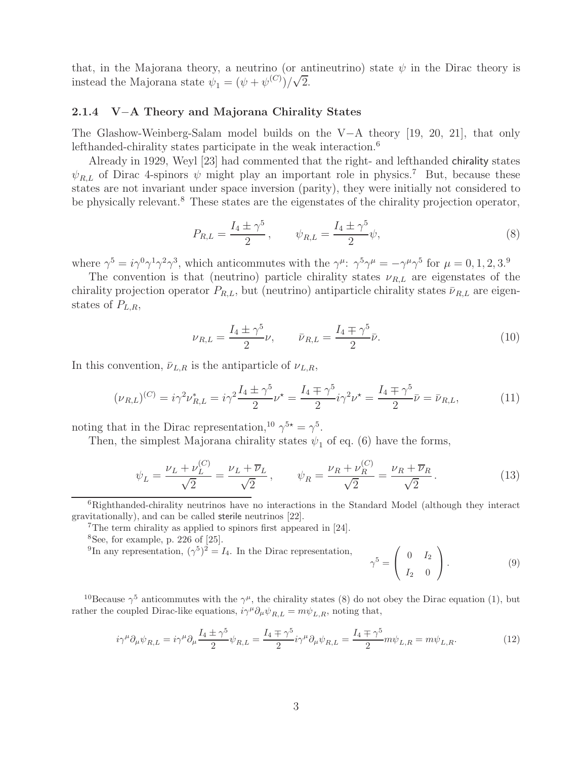that, in the Majorana theory, a neutrino (or antineutrino) state $\psi$ in the Dirac theory is instead the Majorana state $\psi_1 = (\psi + \psi^{(C)})/\sqrt{2}$.

### 2.1.4 V−A Theory and Majorana Chirality States

The Glashow-Weinberg-Salam model builds on the V−A theory [19, 20, 21], that only lefthanded-chirality states participate in the weak interaction.[6]

Already in 1929, Weyl [23] had commented that the right- and lefthanded chirality states $\psi_{R,L}$ of Dirac 4-spinors $\psi$ might play an important role in physics.[7] But, because these states are not invariant under space inversion (parity), they were initially not considered to be physically relevant.[8] These states are the eigenstates of the chirality projection operator,

$$P_{R,L} = \frac{I_4 \pm \gamma^5}{2}, \qquad \psi_{R,L} = \frac{I_4 \pm \gamma^5}{2}\psi, \tag{8}$$

where $\gamma^5 = i\gamma^0\gamma^1\gamma^2\gamma^3$, which anticommutes with the $\gamma^\mu$: $\gamma^5\gamma^\mu = -\gamma^\mu\gamma^5$ for $\mu = 0, 1, 2, 3$.[9]

The convention is that (neutrino) particle chirality states $\nu_{R,L}$ are eigenstates of the chirality projection operator $P_{R,L}$, but (neutrino) antiparticle chirality states $\bar{\nu}_{R,L}$ are eigenstates of $P_{L,R}$,

$$\nu_{R,L} = \frac{I_4 \pm \gamma^5}{2}\nu, \qquad \bar{\nu}_{R,L} = \frac{I_4 \mp \gamma^5}{2}\bar{\nu}. \tag{10}$$

In this convention, $\bar{\nu}_{L,R}$ is the antiparticle of $\nu_{L,R}$,

$$(\nu_{R,L})^{(C)} = i\gamma^2\nu^*_{R,L} = i\gamma^2\frac{I_4 \pm \gamma^5}{2}\nu^\star = \frac{I_4 \mp \gamma^5}{2}i\gamma^2\nu^\star = \frac{I_4 \mp \gamma^5}{2}\bar{\nu} = \bar{\nu}_{R,L}, \tag{11}$$

noting that in the Dirac representation,[10] $\gamma^{5\star} = \gamma^5$.

Then, the simplest Majorana chirality states $\psi_1$ of eq. (6) have the forms,

$$\psi_L = \frac{\nu_L + \nu_L^{(C)}}{\sqrt{2}} = \frac{\nu_L + \overline{\nu}_L}{\sqrt{2}}, \qquad \psi_R = \frac{\nu_R + \nu_R^{(C)}}{\sqrt{2}} = \frac{\nu_R + \overline{\nu}_R}{\sqrt{2}}. \tag{13}$$

---

[6] Righthanded-chirality neutrinos have no interactions in the Standard Model (although they interact gravitationally), and can be called sterile neutrinos [22].

[7] The term chirality as applied to spinors first appeared in [24].

[8] See, for example, p. 226 of [25].

[9] In any representation, $(\gamma^5)^2 = I_4$. In the Dirac representation,

$$\gamma^5 = \begin{pmatrix} 0 & I_2 \\ I_2 & 0 \end{pmatrix}. \tag{9}$$

[10] Because $\gamma^5$ anticommutes with the $\gamma^\mu$, the chirality states (8) do not obey the Dirac equation (1), but rather the coupled Dirac-like equations, $i\gamma^\mu\partial_\mu\psi_{R,L} = m\psi_{L,R}$, noting that,

$$i\gamma^\mu\partial_\mu\psi_{R,L} = i\gamma^\mu\partial_\mu\frac{I_4 \pm \gamma^5}{2}\psi_{R,L} = \frac{I_4 \mp \gamma^5}{2}i\gamma^\mu\partial_\mu\psi_{R,L} = \frac{I_4 \mp \gamma^5}{2}m\psi_{L,R} = m\psi_{L,R}. \tag{12}$$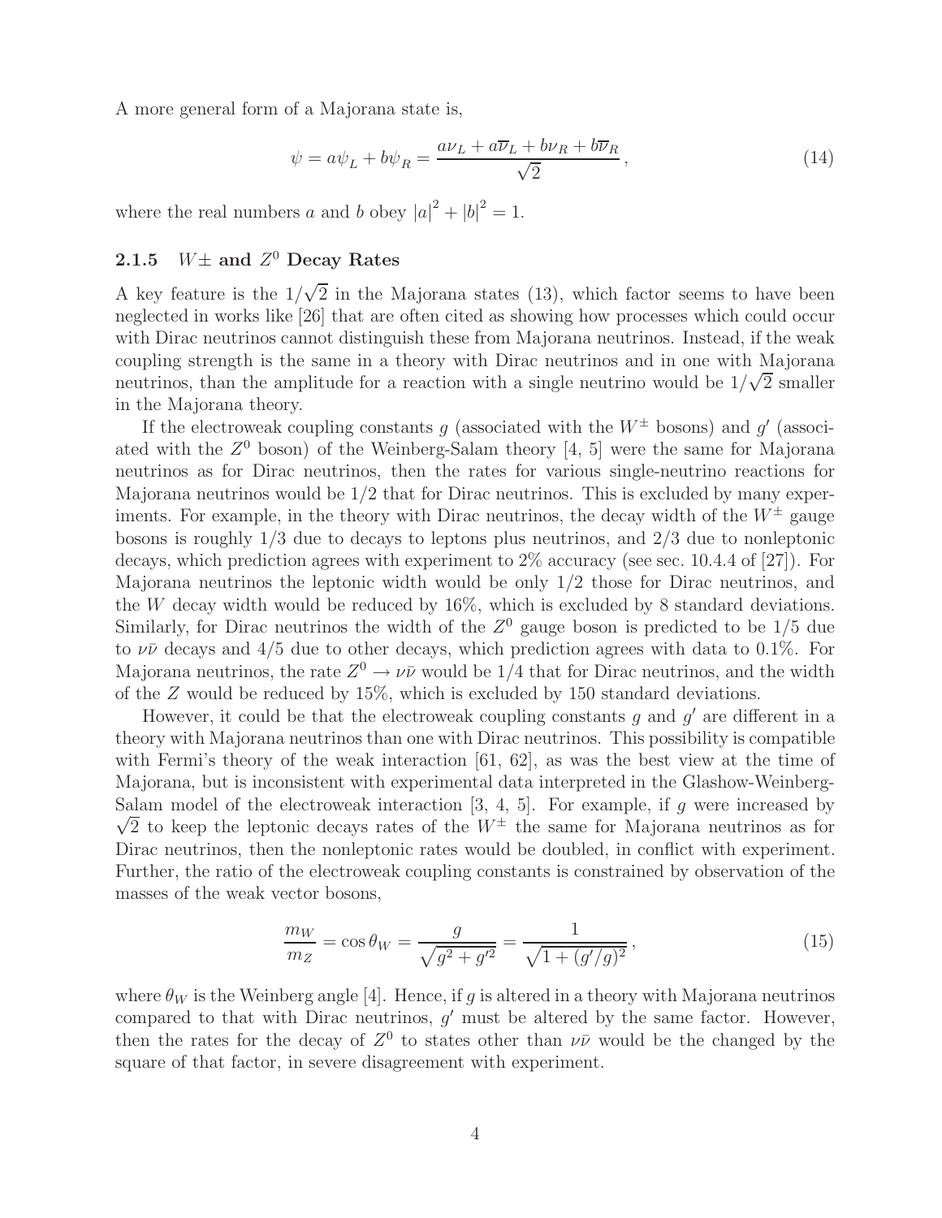A more general form of a Majorana state is,

$$\psi = a\psi_L + b\psi_R = \frac{a\nu_L + a\overline{\nu}_L + b\nu_R + b\overline{\nu}_R}{\sqrt{2}}\,, \tag{14}$$

where the real numbers $a$ and $b$ obey $|a|^2 + |b|^2 = 1$.

### 2.1.5 $W\pm$ and $Z^0$ Decay Rates

A key feature is the $1/\sqrt{2}$ in the Majorana states (13), which factor seems to have been neglected in works like [26] that are often cited as showing how processes which could occur with Dirac neutrinos cannot distinguish these from Majorana neutrinos. Instead, if the weak coupling strength is the same in a theory with Dirac neutrinos and in one with Majorana neutrinos, than the amplitude for a reaction with a single neutrino would be $1/\sqrt{2}$ smaller in the Majorana theory.

If the electroweak coupling constants $g$ (associated with the $W^\pm$ bosons) and $g'$ (associated with the $Z^0$ boson) of the Weinberg-Salam theory [4, 5] were the same for Majorana neutrinos as for Dirac neutrinos, then the rates for various single-neutrino reactions for Majorana neutrinos would be 1/2 that for Dirac neutrinos. This is excluded by many experiments. For example, in the theory with Dirac neutrinos, the decay width of the $W^\pm$ gauge bosons is roughly 1/3 due to decays to leptons plus neutrinos, and 2/3 due to nonleptonic decays, which prediction agrees with experiment to 2% accuracy (see sec. 10.4.4 of [27]). For Majorana neutrinos the leptonic width would be only 1/2 those for Dirac neutrinos, and the $W$ decay width would be reduced by 16%, which is excluded by 8 standard deviations. Similarly, for Dirac neutrinos the width of the $Z^0$ gauge boson is predicted to be 1/5 due to $\nu\bar{\nu}$ decays and 4/5 due to other decays, which prediction agrees with data to 0.1%. For Majorana neutrinos, the rate $Z^0 \to \nu\bar{\nu}$ would be 1/4 that for Dirac neutrinos, and the width of the $Z$ would be reduced by 15%, which is excluded by 150 standard deviations.

However, it could be that the electroweak coupling constants $g$ and $g'$ are different in a theory with Majorana neutrinos than one with Dirac neutrinos. This possibility is compatible with Fermi's theory of the weak interaction [61, 62], as was the best view at the time of Majorana, but is inconsistent with experimental data interpreted in the Glashow-Weinberg-Salam model of the electroweak interaction [3, 4, 5]. For example, if $g$ were increased by $\sqrt{2}$ to keep the leptonic decays rates of the $W^\pm$ the same for Majorana neutrinos as for Dirac neutrinos, then the nonleptonic rates would be doubled, in conflict with experiment. Further, the ratio of the electroweak coupling constants is constrained by observation of the masses of the weak vector bosons,

$$\frac{m_W}{m_Z} = \cos\theta_W = \frac{g}{\sqrt{g^2 + g'^2}} = \frac{1}{\sqrt{1 + (g'/g)^2}}\,, \tag{15}$$

where $\theta_W$ is the Weinberg angle [4]. Hence, if $g$ is altered in a theory with Majorana neutrinos compared to that with Dirac neutrinos, $g'$ must be altered by the same factor. However, then the rates for the decay of $Z^0$ to states other than $\nu\bar{\nu}$ would be the changed by the square of that factor, in severe disagreement with experiment.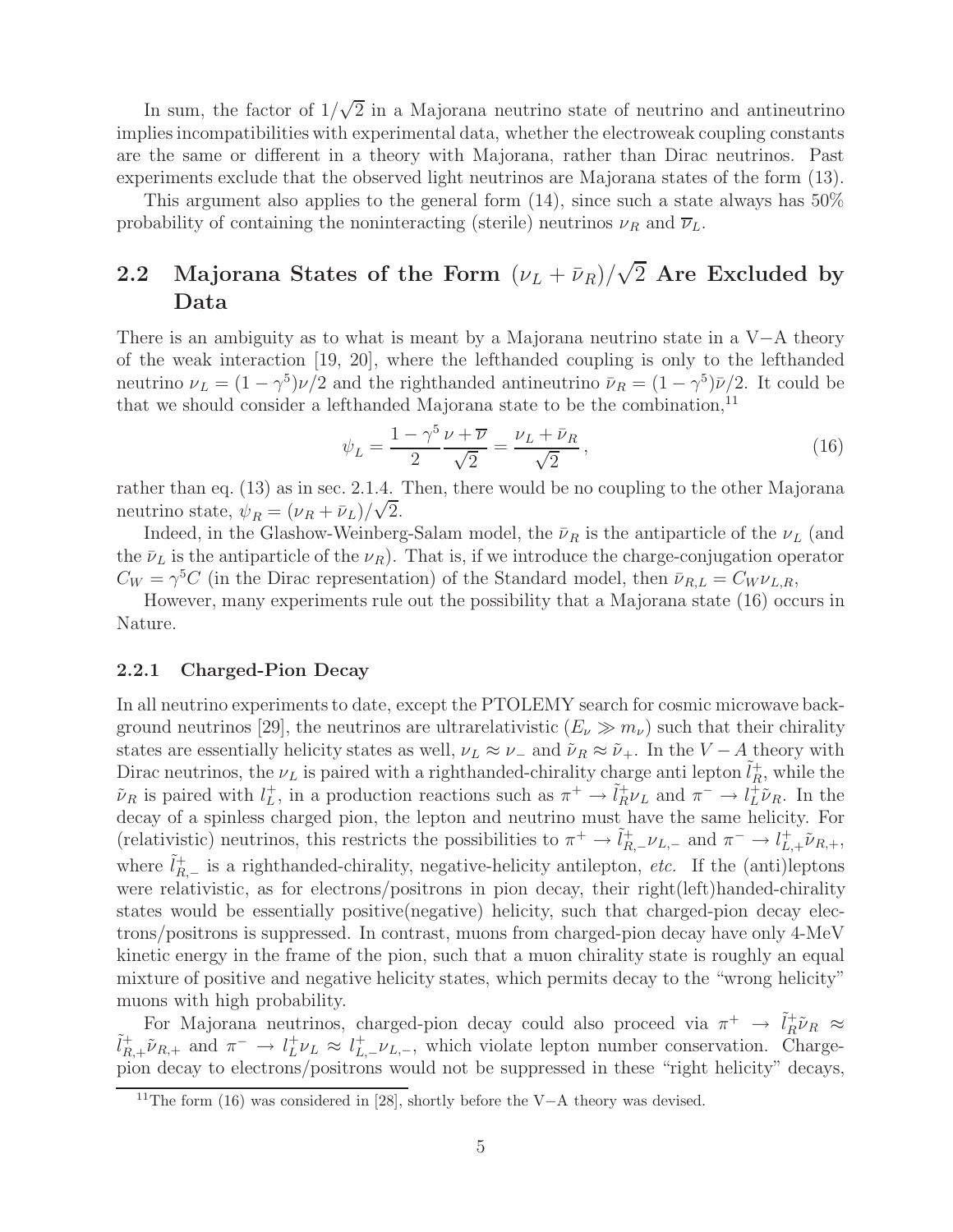In sum, the factor of $1/\sqrt{2}$ in a Majorana neutrino state of neutrino and antineutrino implies incompatibilities with experimental data, whether the electroweak coupling constants are the same or different in a theory with Majorana, rather than Dirac neutrinos. Past experiments exclude that the observed light neutrinos are Majorana states of the form (13).

This argument also applies to the general form (14), since such a state always has 50% probability of containing the noninteracting (sterile) neutrinos $\nu_R$ and $\overline{\nu}_L$.

## 2.2 Majorana States of the Form $(\nu_L + \bar{\nu}_R)/\sqrt{2}$ Are Excluded by Data

There is an ambiguity as to what is meant by a Majorana neutrino state in a V−A theory of the weak interaction [19, 20], where the lefthanded coupling is only to the lefthanded neutrino $\nu_L = (1-\gamma^5)\nu/2$ and the righthanded antineutrino $\bar{\nu}_R = (1-\gamma^5)\bar{\nu}/2$. It could be that we should consider a lefthanded Majorana state to be the combination,[11]

$$\psi_L = \frac{1-\gamma^5}{2}\frac{\nu + \overline{\nu}}{\sqrt{2}} = \frac{\nu_L + \bar{\nu}_R}{\sqrt{2}}, \tag{16}$$

rather than eq. (13) as in sec. 2.1.4. Then, there would be no coupling to the other Majorana neutrino state, $\psi_R = (\nu_R + \bar{\nu}_L)/\sqrt{2}$.

Indeed, in the Glashow-Weinberg-Salam model, the $\bar{\nu}_R$ is the antiparticle of the $\nu_L$ (and the $\bar{\nu}_L$ is the antiparticle of the $\nu_R$). That is, if we introduce the charge-conjugation operator $C_W = \gamma^5 C$ (in the Dirac representation) of the Standard model, then $\bar{\nu}_{R,L} = C_W \nu_{L,R}$,

However, many experiments rule out the possibility that a Majorana state (16) occurs in Nature.

### 2.2.1 Charged-Pion Decay

In all neutrino experiments to date, except the PTOLEMY search for cosmic microwave background neutrinos [29], the neutrinos are ultrarelativistic ($E_\nu \gg m_\nu$) such that their chirality states are essentially helicity states as well, $\nu_L \approx \nu_-$ and $\tilde{\nu}_R \approx \tilde{\nu}_+$. In the $V-A$ theory with Dirac neutrinos, the $\nu_L$ is paired with a righthanded-chirality charge anti lepton $\tilde{l}_R^+$, while the $\tilde{\nu}_R$ is paired with $l_L^+$, in a production reactions such as $\pi^+ \to \tilde{l}_R^+ \nu_L$ and $\pi^- \to l_L^+ \tilde{\nu}_R$. In the decay of a spinless charged pion, the lepton and neutrino must have the same helicity. For (relativistic) neutrinos, this restricts the possibilities to $\pi^+ \to \tilde{l}_{R,-}^+ \nu_{L,-}$ and $\pi^- \to l_{L,+}^+ \tilde{\nu}_{R,+}$, where $\tilde{l}_{R,-}^+$ is a righthanded-chirality, negative-helicity antilepton, *etc.* If the (anti)leptons were relativistic, as for electrons/positrons in pion decay, their right(left)handed-chirality states would be essentially positive(negative) helicity, such that charged-pion decay electrons/positrons is suppressed. In contrast, muons from charged-pion decay have only 4-MeV kinetic energy in the frame of the pion, such that a muon chirality state is roughly an equal mixture of positive and negative helicity states, which permits decay to the "wrong helicity" muons with high probability.

For Majorana neutrinos, charged-pion decay could also proceed via $\pi^+ \to \tilde{l}_R^+ \tilde{\nu}_R \approx \tilde{l}_{R,+}^+ \tilde{\nu}_{R,+}$ and $\pi^- \to l_L^+ \nu_L \approx l_{L,-}^+ \nu_{L,-}$, which violate lepton number conservation. Charge-pion decay to electrons/positrons would not be suppressed in these "right helicity" decays,

[11] The form (16) was considered in [28], shortly before the V−A theory was devised.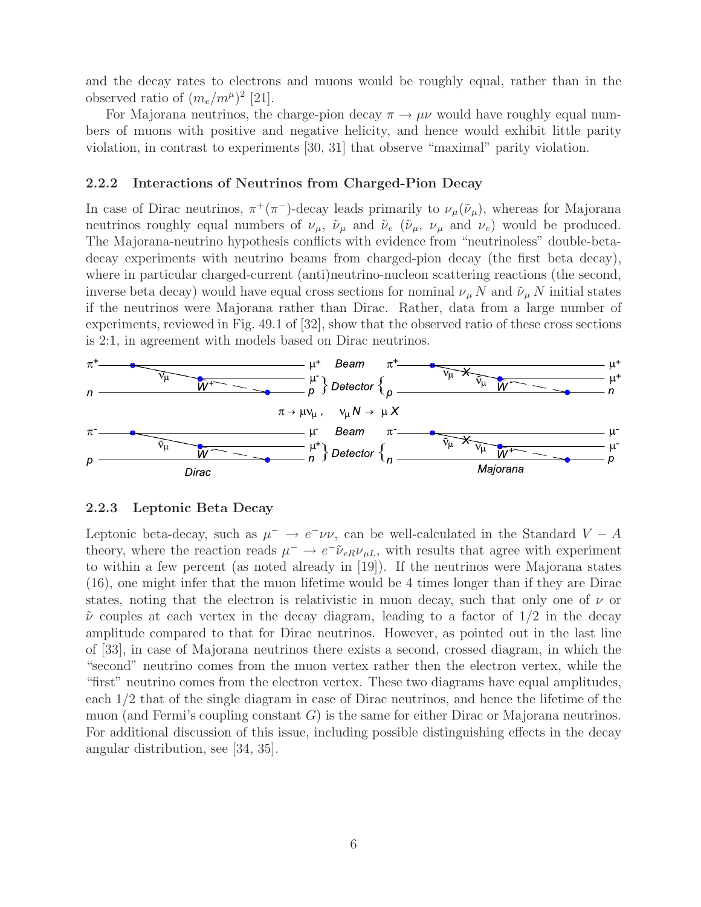and the decay rates to electrons and muons would be roughly equal, rather than in the observed ratio of $(m_e/m^\mu)^2$ [21].

For Majorana neutrinos, the charge-pion decay $\pi \to \mu\nu$ would have roughly equal numbers of muons with positive and negative helicity, and hence would exhibit little parity violation, in contrast to experiments [30, 31] that observe "maximal" parity violation.

### 2.2.2 Interactions of Neutrinos from Charged-Pion Decay

In case of Dirac neutrinos, $\pi^+(\pi^-)$-decay leads primarily to $\nu_\mu(\tilde{\nu}_\mu)$, whereas for Majorana neutrinos roughly equal numbers of $\nu_\mu$, $\tilde{\nu}_\mu$ and $\tilde{\nu}_e$ ($\tilde{\nu}_\mu$, $\nu_\mu$ and $\nu_e$) would be produced. The Majorana-neutrino hypothesis conflicts with evidence from "neutrinoless" double-beta-decay experiments with neutrino beams from charged-pion decay (the first beta decay), where in particular charged-current (anti)neutrino-nucleon scattering reactions (the second, inverse beta decay) would have equal cross sections for nominal $\nu_\mu N$ and $\tilde{\nu}_\mu N$ initial states if the neutrinos were Majorana rather than Dirac. Rather, data from a large number of experiments, reviewed in Fig. 49.1 of [32], show that the observed ratio of these cross sections is 2:1, in agreement with models based on Dirac neutrinos.

### 2.2.3 Leptonic Beta Decay

Leptonic beta-decay, such as $\mu^- \to e^-\nu\nu$, can be well-calculated in the Standard $V - A$ theory, where the reaction reads $\mu^- \to e^-\tilde{\nu}_{eR}\nu_{\mu L}$, with results that agree with experiment to within a few percent (as noted already in [19]). If the neutrinos were Majorana states (16), one might infer that the muon lifetime would be 4 times longer than if they are Dirac states, noting that the electron is relativistic in muon decay, such that only one of $\nu$ or $\tilde{\nu}$ couples at each vertex in the decay diagram, leading to a factor of 1/2 in the decay amplitude compared to that for Dirac neutrinos. However, as pointed out in the last line of [33], in case of Majorana neutrinos there exists a second, crossed diagram, in which the "second" neutrino comes from the muon vertex rather then the electron vertex, while the "first" neutrino comes from the electron vertex. These two diagrams have equal amplitudes, each 1/2 that of the single diagram in case of Dirac neutrinos, and hence the lifetime of the muon (and Fermi's coupling constant $G$) is the same for either Dirac or Majorana neutrinos. For additional discussion of this issue, including possible distinguishing effects in the decay angular distribution, see [34, 35].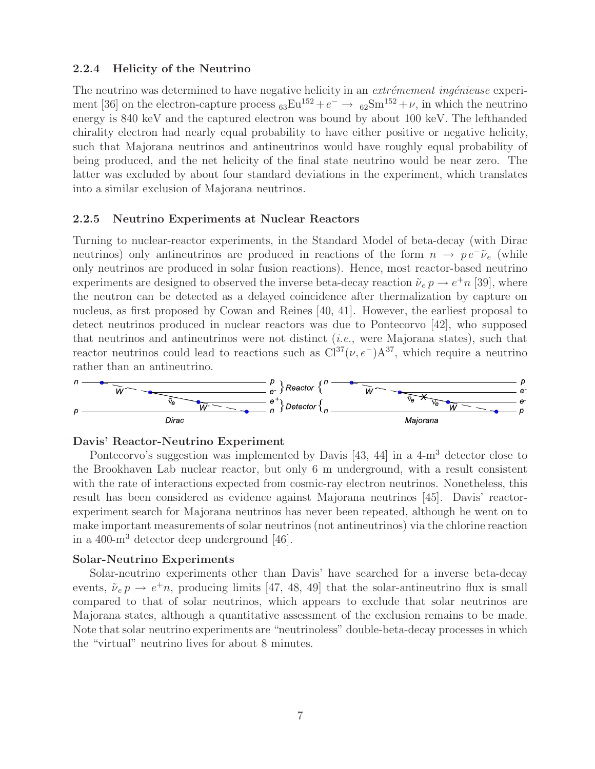### 2.2.4 Helicity of the Neutrino

The neutrino was determined to have negative helicity in an *extrémement ingénieuse* experiment [36] on the electron-capture process ${}_{63}\mathrm{Eu}^{152} + e^- \rightarrow {}_{62}\mathrm{Sm}^{152} + \nu$, in which the neutrino energy is 840 keV and the captured electron was bound by about 100 keV. The lefthanded chirality electron had nearly equal probability to have either positive or negative helicity, such that Majorana neutrinos and antineutrinos would have roughly equal probability of being produced, and the net helicity of the final state neutrino would be near zero. The latter was excluded by about four standard deviations in the experiment, which translates into a similar exclusion of Majorana neutrinos.

### 2.2.5 Neutrino Experiments at Nuclear Reactors

Turning to nuclear-reactor experiments, in the Standard Model of beta-decay (with Dirac neutrinos) only antineutrinos are produced in reactions of the form $n \rightarrow p\, e^- \tilde{\nu}_e$ (while only neutrinos are produced in solar fusion reactions). Hence, most reactor-based neutrino experiments are designed to observed the inverse beta-decay reaction $\tilde{\nu}_e\, p \rightarrow e^+ n$ [39], where the neutron can be detected as a delayed coincidence after thermalization by capture on nucleus, as first proposed by Cowan and Reines [40, 41]. However, the earliest proposal to detect neutrinos produced in nuclear reactors was due to Pontecorvo [42], who supposed that neutrinos and antineutrinos were not distinct (*i.e.*, were Majorana states), such that reactor neutrinos could lead to reactions such as $\mathrm{Cl}^{37}(\nu, e^-)\mathrm{A}^{37}$, which require a neutrino rather than an antineutrino.

**Davis' Reactor-Neutrino Experiment**

Pontecorvo's suggestion was implemented by Davis [43, 44] in a 4-m$^3$ detector close to the Brookhaven Lab nuclear reactor, but only 6 m underground, with a result consistent with the rate of interactions expected from cosmic-ray electron neutrinos. Nonetheless, this result has been considered as evidence against Majorana neutrinos [45]. Davis' reactor-experiment search for Majorana neutrinos has never been repeated, although he went on to make important measurements of solar neutrinos (not antineutrinos) via the chlorine reaction in a 400-m$^3$ detector deep underground [46].

**Solar-Neutrino Experiments**

Solar-neutrino experiments other than Davis' have searched for a inverse beta-decay events, $\tilde{\nu}_e\, p \rightarrow e^+ n$, producing limits [47, 48, 49] that the solar-antineutrino flux is small compared to that of solar neutrinos, which appears to exclude that solar neutrinos are Majorana states, although a quantitative assessment of the exclusion remains to be made. Note that solar neutrino experiments are "neutrinoless" double-beta-decay processes in which the "virtual" neutrino lives for about 8 minutes.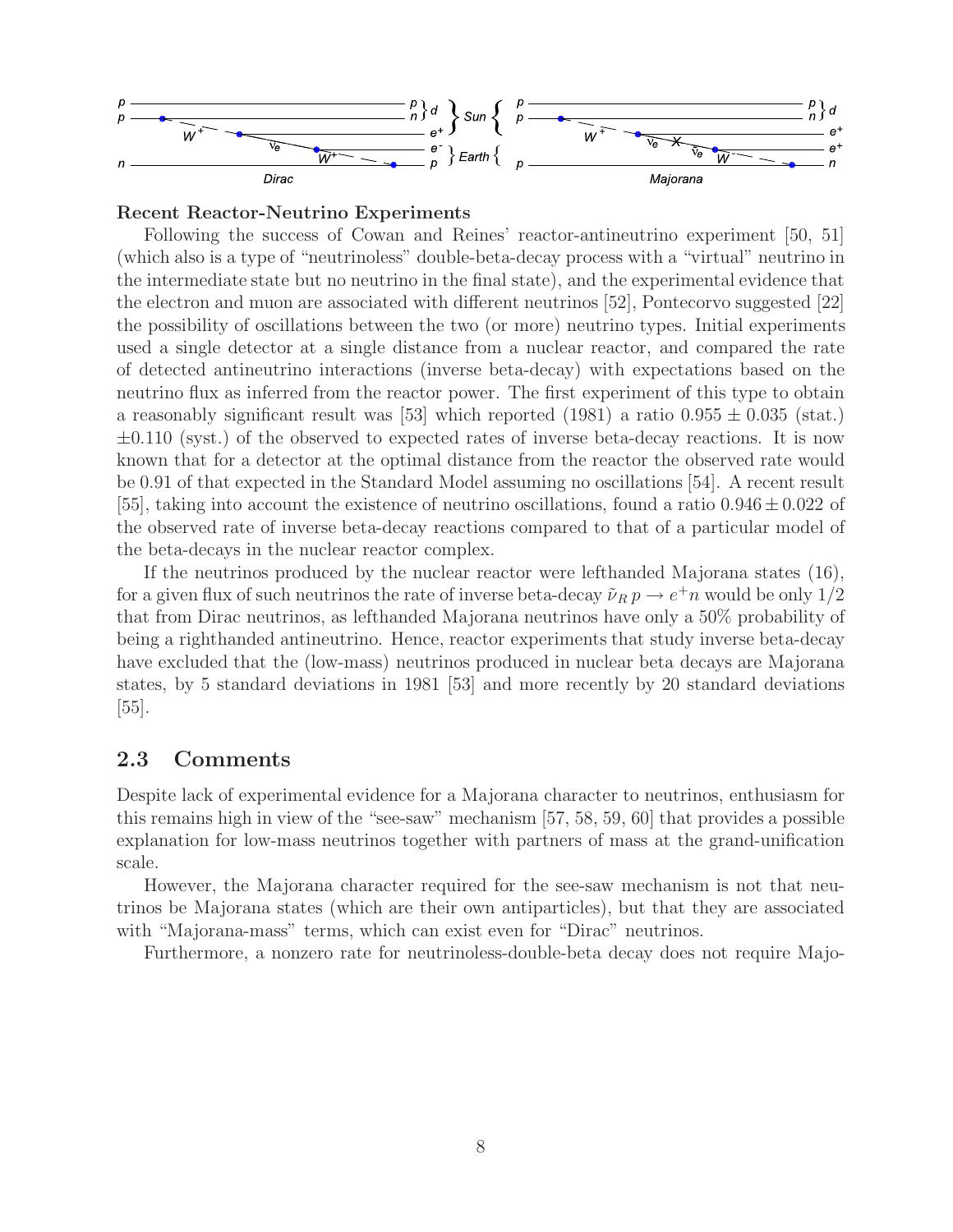**Recent Reactor-Neutrino Experiments**

Following the success of Cowan and Reines' reactor-antineutrino experiment [50, 51] (which also is a type of "neutrinoless" double-beta-decay process with a "virtual" neutrino in the intermediate state but no neutrino in the final state), and the experimental evidence that the electron and muon are associated with different neutrinos [52], Pontecorvo suggested [22] the possibility of oscillations between the two (or more) neutrino types. Initial experiments used a single detector at a single distance from a nuclear reactor, and compared the rate of detected antineutrino interactions (inverse beta-decay) with expectations based on the neutrino flux as inferred from the reactor power. The first experiment of this type to obtain a reasonably significant result was [53] which reported (1981) a ratio $0.955 \pm 0.035$ (stat.) $\pm 0.110$ (syst.) of the observed to expected rates of inverse beta-decay reactions. It is now known that for a detector at the optimal distance from the reactor the observed rate would be 0.91 of that expected in the Standard Model assuming no oscillations [54]. A recent result [55], taking into account the existence of neutrino oscillations, found a ratio $0.946 \pm 0.022$ of the observed rate of inverse beta-decay reactions compared to that of a particular model of the beta-decays in the nuclear reactor complex.

If the neutrinos produced by the nuclear reactor were lefthanded Majorana states (16), for a given flux of such neutrinos the rate of inverse beta-decay $\bar{\nu}_R\, p \to e^+ n$ would be only 1/2 that from Dirac neutrinos, as lefthanded Majorana neutrinos have only a 50% probability of being a righthanded antineutrino. Hence, reactor experiments that study inverse beta-decay have excluded that the (low-mass) neutrinos produced in nuclear beta decays are Majorana states, by 5 standard deviations in 1981 [53] and more recently by 20 standard deviations [55].

## 2.3 Comments

Despite lack of experimental evidence for a Majorana character to neutrinos, enthusiasm for this remains high in view of the "see-saw" mechanism [57, 58, 59, 60] that provides a possible explanation for low-mass neutrinos together with partners of mass at the grand-unification scale.

However, the Majorana character required for the see-saw mechanism is not that neutrinos be Majorana states (which are their own antiparticles), but that they are associated with "Majorana-mass" terms, which can exist even for "Dirac" neutrinos.

Furthermore, a nonzero rate for neutrinoless-double-beta decay does not require Majo-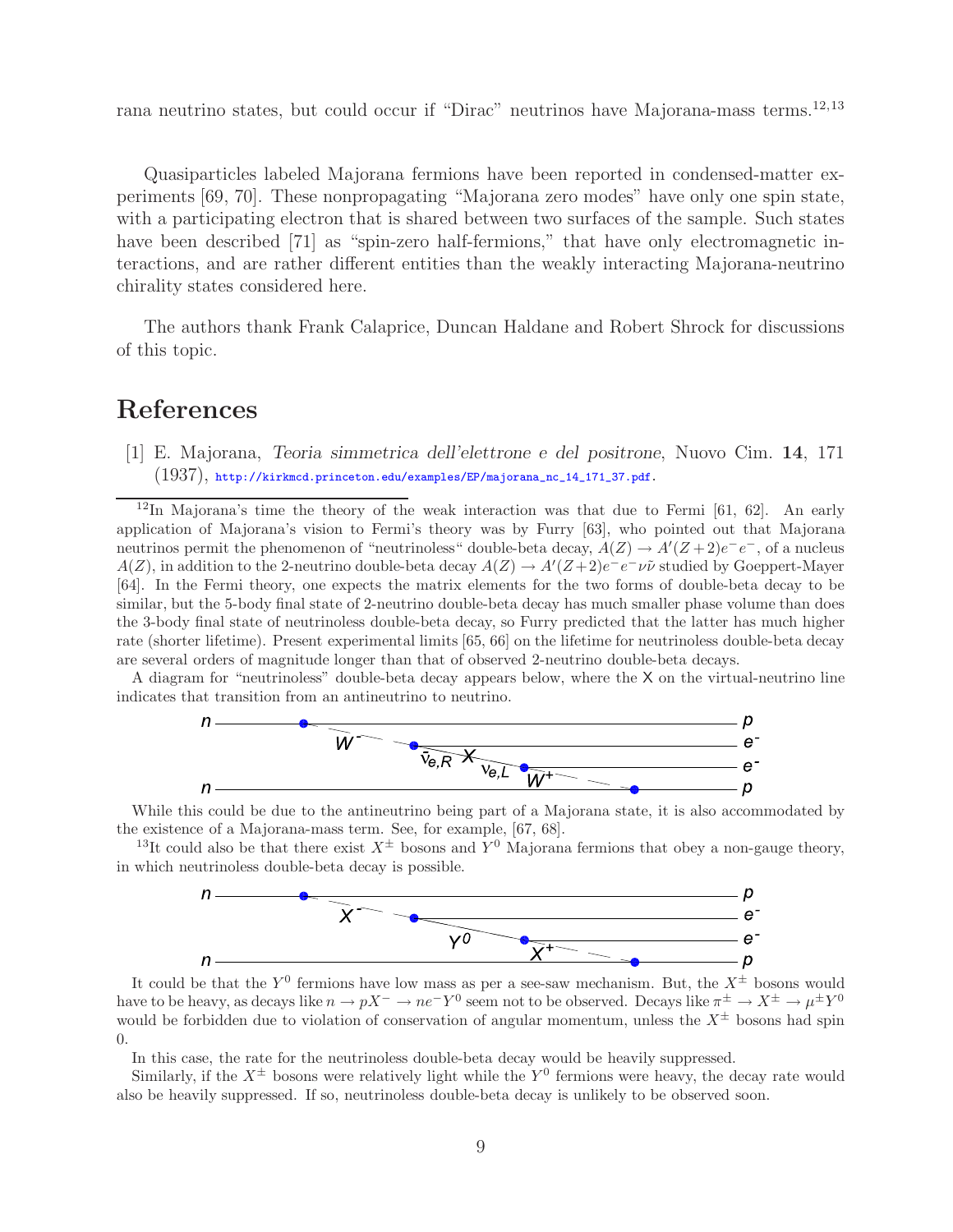rana neutrino states, but could occur if "Dirac" neutrinos have Majorana-mass terms.[12,13]

Quasiparticles labeled Majorana fermions have been reported in condensed-matter experiments [69, 70]. These nonpropagating "Majorana zero modes" have only one spin state, with a participating electron that is shared between two surfaces of the sample. Such states have been described [71] as "spin-zero half-fermions," that have only electromagnetic interactions, and are rather different entities than the weakly interacting Majorana-neutrino chirality states considered here.

The authors thank Frank Calaprice, Duncan Haldane and Robert Shrock for discussions of this topic.

# References

[1] E. Majorana, *Teoria simmetrica dell'elettrone e del positrone*, Nuovo Cim. **14**, 171 (1937), http://kirkmcd.princeton.edu/examples/EP/majorana_nc_14_171_37.pdf.

---

[12]In Majorana's time the theory of the weak interaction was that due to Fermi [61, 62]. An early application of Majorana's vision to Fermi's theory was by Furry [63], who pointed out that Majorana neutrinos permit the phenomenon of "neutrinoless" double-beta decay, $A(Z) \to A'(Z+2)e^-e^-$, of a nucleus $A(Z)$, in addition to the 2-neutrino double-beta decay $A(Z) \to A'(Z+2)e^-e^-\nu\tilde{\nu}$ studied by Goeppert-Mayer [64]. In the Fermi theory, one expects the matrix elements for the two forms of double-beta decay to be similar, but the 5-body final state of 2-neutrino double-beta decay has much smaller phase volume than does the 3-body final state of neutrinoless double-beta decay, so Furry predicted that the latter has much higher rate (shorter lifetime). Present experimental limits [65, 66] on the lifetime for neutrinoless double-beta decay are several orders of magnitude longer than that of observed 2-neutrino double-beta decays.

A diagram for "neutrinoless" double-beta decay appears below, where the X on the virtual-neutrino line indicates that transition from an antineutrino to neutrino.

While this could be due to the antineutrino being part of a Majorana state, it is also accommodated by the existence of a Majorana-mass term. See, for example, [67, 68].

[13]It could also be that there exist $X^\pm$ bosons and $Y^0$ Majorana fermions that obey a non-gauge theory, in which neutrinoless double-beta decay is possible.

It could be that the $Y^0$ fermions have low mass as per a see-saw mechanism. But, the $X^\pm$ bosons would have to be heavy, as decays like $n \to pX^- \to ne^-Y^0$ seem not to be observed. Decays like $\pi^\pm \to X^\pm \to \mu^\pm Y^0$ would be forbidden due to violation of conservation of angular momentum, unless the $X^\pm$ bosons had spin 0.

In this case, the rate for the neutrinoless double-beta decay would be heavily suppressed.

Similarly, if the $X^\pm$ bosons were relatively light while the $Y^0$ fermions were heavy, the decay rate would also be heavily suppressed. If so, neutrinoless double-beta decay is unlikely to be observed soon.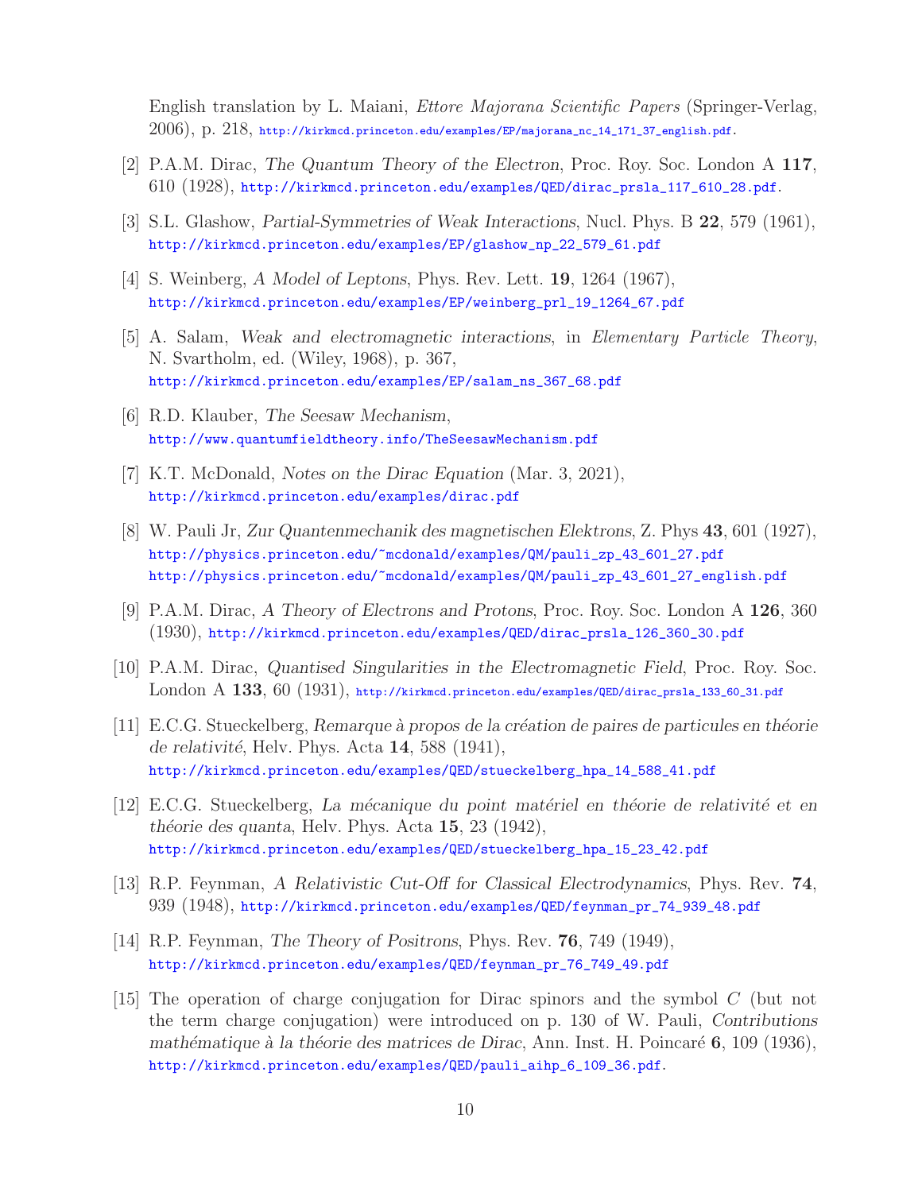English translation by L. Maiani, *Ettore Majorana Scientific Papers* (Springer-Verlag, 2006), p. 218, http://kirkmcd.princeton.edu/examples/EP/majorana_nc_14_171_37_english.pdf.

[2] P.A.M. Dirac, *The Quantum Theory of the Electron*, Proc. Roy. Soc. London A **117**, 610 (1928), http://kirkmcd.princeton.edu/examples/QED/dirac_prsla_117_610_28.pdf.

[3] S.L. Glashow, *Partial-Symmetries of Weak Interactions*, Nucl. Phys. B **22**, 579 (1961), http://kirkmcd.princeton.edu/examples/EP/glashow_np_22_579_61.pdf

[4] S. Weinberg, *A Model of Leptons*, Phys. Rev. Lett. **19**, 1264 (1967), http://kirkmcd.princeton.edu/examples/EP/weinberg_prl_19_1264_67.pdf

[5] A. Salam, *Weak and electromagnetic interactions*, in *Elementary Particle Theory*, N. Svartholm, ed. (Wiley, 1968), p. 367, http://kirkmcd.princeton.edu/examples/EP/salam_ns_367_68.pdf

[6] R.D. Klauber, *The Seesaw Mechanism*, http://www.quantumfieldtheory.info/TheSeesawMechanism.pdf

[7] K.T. McDonald, *Notes on the Dirac Equation* (Mar. 3, 2021), http://kirkmcd.princeton.edu/examples/dirac.pdf

[8] W. Pauli Jr, *Zur Quantenmechanik des magnetischen Elektrons*, Z. Phys **43**, 601 (1927), http://physics.princeton.edu/~mcdonald/examples/QM/pauli_zp_43_601_27.pdf http://physics.princeton.edu/~mcdonald/examples/QM/pauli_zp_43_601_27_english.pdf

[9] P.A.M. Dirac, *A Theory of Electrons and Protons*, Proc. Roy. Soc. London A **126**, 360 (1930), http://kirkmcd.princeton.edu/examples/QED/dirac_prsla_126_360_30.pdf

[10] P.A.M. Dirac, *Quantised Singularities in the Electromagnetic Field*, Proc. Roy. Soc. London A **133**, 60 (1931), http://kirkmcd.princeton.edu/examples/QED/dirac_prsla_133_60_31.pdf

[11] E.C.G. Stueckelberg, *Remarque à propos de la création de paires de particules en théorie de relativité*, Helv. Phys. Acta **14**, 588 (1941), http://kirkmcd.princeton.edu/examples/QED/stueckelberg_hpa_14_588_41.pdf

[12] E.C.G. Stueckelberg, *La mécanique du point matériel en théorie de relativité et en théorie des quanta*, Helv. Phys. Acta **15**, 23 (1942), http://kirkmcd.princeton.edu/examples/QED/stueckelberg_hpa_15_23_42.pdf

[13] R.P. Feynman, *A Relativistic Cut-Off for Classical Electrodynamics*, Phys. Rev. **74**, 939 (1948), http://kirkmcd.princeton.edu/examples/QED/feynman_pr_74_939_48.pdf

[14] R.P. Feynman, *The Theory of Positrons*, Phys. Rev. **76**, 749 (1949), http://kirkmcd.princeton.edu/examples/QED/feynman_pr_76_749_49.pdf

[15] The operation of charge conjugation for Dirac spinors and the symbol $C$ (but not the term charge conjugation) were introduced on p. 130 of W. Pauli, *Contributions mathématique à la théorie des matrices de Dirac*, Ann. Inst. H. Poincaré **6**, 109 (1936), http://kirkmcd.princeton.edu/examples/QED/pauli_aihp_6_109_36.pdf.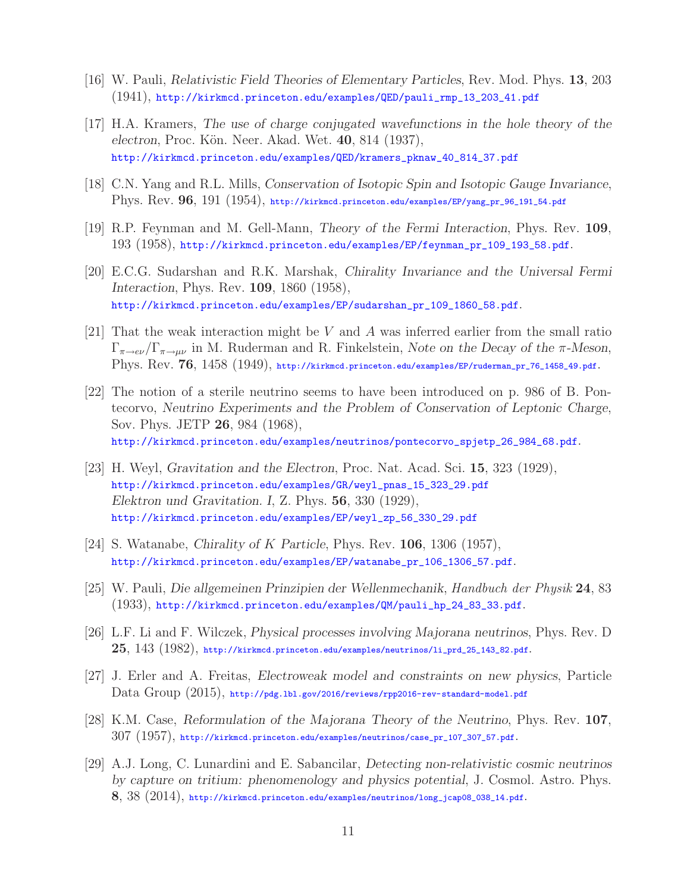[16] W. Pauli, *Relativistic Field Theories of Elementary Particles*, Rev. Mod. Phys. **13**, 203 (1941), http://kirkmcd.princeton.edu/examples/QED/pauli_rmp_13_203_41.pdf

[17] H.A. Kramers, *The use of charge conjugated wavefunctions in the hole theory of the electron*, Proc. Kön. Neer. Akad. Wet. **40**, 814 (1937), http://kirkmcd.princeton.edu/examples/QED/kramers_pknaw_40_814_37.pdf

[18] C.N. Yang and R.L. Mills, *Conservation of Isotopic Spin and Isotopic Gauge Invariance*, Phys. Rev. **96**, 191 (1954), http://kirkmcd.princeton.edu/examples/EP/yang_pr_96_191_54.pdf

[19] R.P. Feynman and M. Gell-Mann, *Theory of the Fermi Interaction*, Phys. Rev. **109**, 193 (1958), http://kirkmcd.princeton.edu/examples/EP/feynman_pr_109_193_58.pdf.

[20] E.C.G. Sudarshan and R.K. Marshak, *Chirality Invariance and the Universal Fermi Interaction*, Phys. Rev. **109**, 1860 (1958), http://kirkmcd.princeton.edu/examples/EP/sudarshan_pr_109_1860_58.pdf.

[21] That the weak interaction might be $V$ and $A$ was inferred earlier from the small ratio $\Gamma_{\pi\to e\nu}/\Gamma_{\pi\to\mu\nu}$ in M. Ruderman and R. Finkelstein, *Note on the Decay of the $\pi$-Meson*, Phys. Rev. **76**, 1458 (1949), http://kirkmcd.princeton.edu/examples/EP/ruderman_pr_76_1458_49.pdf.

[22] The notion of a sterile neutrino seems to have been introduced on p. 986 of B. Pontecorvo, *Neutrino Experiments and the Problem of Conservation of Leptonic Charge*, Sov. Phys. JETP **26**, 984 (1968), http://kirkmcd.princeton.edu/examples/neutrinos/pontecorvo_spjetp_26_984_68.pdf.

[23] H. Weyl, *Gravitation and the Electron*, Proc. Nat. Acad. Sci. **15**, 323 (1929), http://kirkmcd.princeton.edu/examples/GR/weyl_pnas_15_323_29.pdf
*Elektron und Gravitation. I*, Z. Phys. **56**, 330 (1929), http://kirkmcd.princeton.edu/examples/EP/weyl_zp_56_330_29.pdf

[24] S. Watanabe, *Chirality of K Particle*, Phys. Rev. **106**, 1306 (1957), http://kirkmcd.princeton.edu/examples/EP/watanabe_pr_106_1306_57.pdf.

[25] W. Pauli, *Die allgemeinen Prinzipien der Wellenmechanik*, *Handbuch der Physik* **24**, 83 (1933), http://kirkmcd.princeton.edu/examples/QM/pauli_hp_24_83_33.pdf.

[26] L.F. Li and F. Wilczek, *Physical processes involving Majorana neutrinos*, Phys. Rev. D **25**, 143 (1982), http://kirkmcd.princeton.edu/examples/neutrinos/li_prd_25_143_82.pdf.

[27] J. Erler and A. Freitas, *Electroweak model and constraints on new physics*, Particle Data Group (2015), http://pdg.lbl.gov/2016/reviews/rpp2016-rev-standard-model.pdf

[28] K.M. Case, *Reformulation of the Majorana Theory of the Neutrino*, Phys. Rev. **107**, 307 (1957), http://kirkmcd.princeton.edu/examples/neutrinos/case_pr_107_307_57.pdf.

[29] A.J. Long, C. Lunardini and E. Sabancilar, *Detecting non-relativistic cosmic neutrinos by capture on tritium: phenomenology and physics potential*, J. Cosmol. Astro. Phys. **8**, 38 (2014), http://kirkmcd.princeton.edu/examples/neutrinos/long_jcap08_038_14.pdf.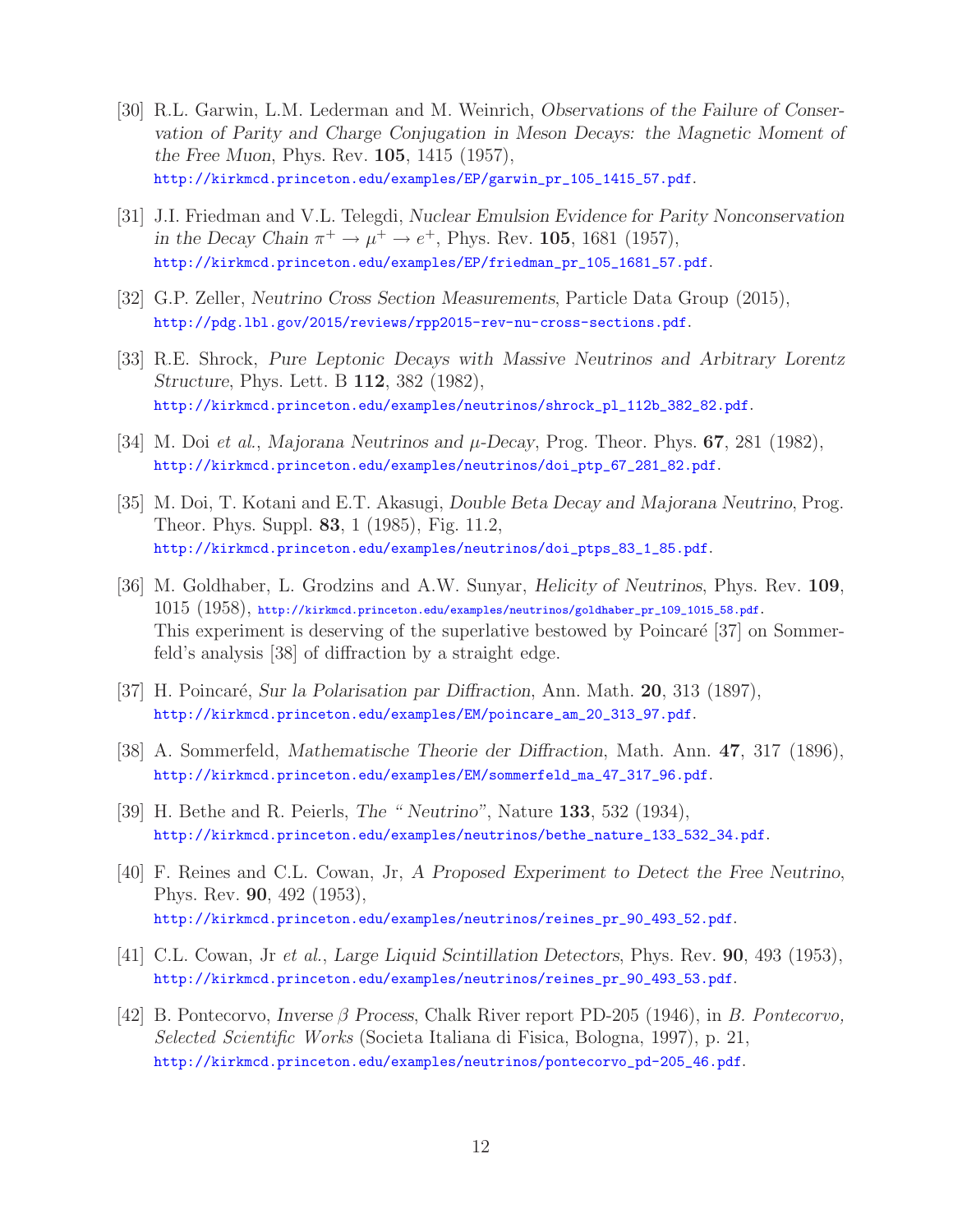[30] R.L. Garwin, L.M. Lederman and M. Weinrich, *Observations of the Failure of Conservation of Parity and Charge Conjugation in Meson Decays: the Magnetic Moment of the Free Muon*, Phys. Rev. **105**, 1415 (1957),
http://kirkmcd.princeton.edu/examples/EP/garwin_pr_105_1415_57.pdf.

[31] J.I. Friedman and V.L. Telegdi, *Nuclear Emulsion Evidence for Parity Nonconservation in the Decay Chain* $\pi^+ \to \mu^+ \to e^+$, Phys. Rev. **105**, 1681 (1957),
http://kirkmcd.princeton.edu/examples/EP/friedman_pr_105_1681_57.pdf.

[32] G.P. Zeller, *Neutrino Cross Section Measurements*, Particle Data Group (2015),
http://pdg.lbl.gov/2015/reviews/rpp2015-rev-nu-cross-sections.pdf.

[33] R.E. Shrock, *Pure Leptonic Decays with Massive Neutrinos and Arbitrary Lorentz Structure*, Phys. Lett. B **112**, 382 (1982),
http://kirkmcd.princeton.edu/examples/neutrinos/shrock_pl_112b_382_82.pdf.

[34] M. Doi *et al.*, *Majorana Neutrinos and $\mu$-Decay*, Prog. Theor. Phys. **67**, 281 (1982),
http://kirkmcd.princeton.edu/examples/neutrinos/doi_ptp_67_281_82.pdf.

[35] M. Doi, T. Kotani and E.T. Akasugi, *Double Beta Decay and Majorana Neutrino*, Prog. Theor. Phys. Suppl. **83**, 1 (1985), Fig. 11.2,
http://kirkmcd.princeton.edu/examples/neutrinos/doi_ptps_83_1_85.pdf.

[36] M. Goldhaber, L. Grodzins and A.W. Sunyar, *Helicity of Neutrinos*, Phys. Rev. **109**, 1015 (1958), http://kirkmcd.princeton.edu/examples/neutrinos/goldhaber_pr_109_1015_58.pdf.
This experiment is deserving of the superlative bestowed by Poincaré [37] on Sommerfeld's analysis [38] of diffraction by a straight edge.

[37] H. Poincaré, *Sur la Polarisation par Diffraction*, Ann. Math. **20**, 313 (1897),
http://kirkmcd.princeton.edu/examples/EM/poincare_am_20_313_97.pdf.

[38] A. Sommerfeld, *Mathematische Theorie der Diffraction*, Math. Ann. **47**, 317 (1896),
http://kirkmcd.princeton.edu/examples/EM/sommerfeld_ma_47_317_96.pdf.

[39] H. Bethe and R. Peierls, *The "Neutrino"*, Nature **133**, 532 (1934),
http://kirkmcd.princeton.edu/examples/neutrinos/bethe_nature_133_532_34.pdf.

[40] F. Reines and C.L. Cowan, Jr, *A Proposed Experiment to Detect the Free Neutrino*, Phys. Rev. **90**, 492 (1953),
http://kirkmcd.princeton.edu/examples/neutrinos/reines_pr_90_493_52.pdf.

[41] C.L. Cowan, Jr *et al.*, *Large Liquid Scintillation Detectors*, Phys. Rev. **90**, 493 (1953),
http://kirkmcd.princeton.edu/examples/neutrinos/reines_pr_90_493_53.pdf.

[42] B. Pontecorvo, *Inverse $\beta$ Process*, Chalk River report PD-205 (1946), in *B. Pontecorvo, Selected Scientific Works* (Societa Italiana di Fisica, Bologna, 1997), p. 21,
http://kirkmcd.princeton.edu/examples/neutrinos/pontecorvo_pd-205_46.pdf.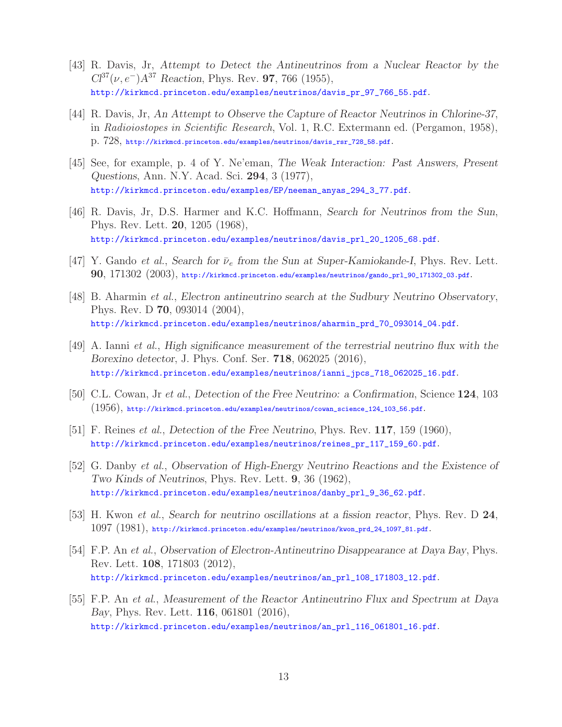[43] R. Davis, Jr, *Attempt to Detect the Antineutrinos from a Nuclear Reactor by the $Cl^{37}(\nu, e^-)A^{37}$ Reaction*, Phys. Rev. **97**, 766 (1955),
http://kirkmcd.princeton.edu/examples/neutrinos/davis_pr_97_766_55.pdf.

[44] R. Davis, Jr, *An Attempt to Observe the Capture of Reactor Neutrinos in Chlorine-37*, in *Radioiostopes in Scientific Research*, Vol. 1, R.C. Extermann ed. (Pergamon, 1958), p. 728, http://kirkmcd.princeton.edu/examples/neutrinos/davis_rsr_728_58.pdf.

[45] See, for example, p. 4 of Y. Ne'eman, *The Weak Interaction: Past Answers, Present Questions*, Ann. N.Y. Acad. Sci. **294**, 3 (1977),
http://kirkmcd.princeton.edu/examples/EP/neeman_anyas_294_3_77.pdf.

[46] R. Davis, Jr, D.S. Harmer and K.C. Hoffmann, *Search for Neutrinos from the Sun*, Phys. Rev. Lett. **20**, 1205 (1968),
http://kirkmcd.princeton.edu/examples/neutrinos/davis_prl_20_1205_68.pdf.

[47] Y. Gando *et al.*, *Search for $\bar{\nu}_e$ from the Sun at Super-Kamiokande-I*, Phys. Rev. Lett. **90**, 171302 (2003), http://kirkmcd.princeton.edu/examples/neutrinos/gando_prl_90_171302_03.pdf.

[48] B. Aharmin *et al.*, *Electron antineutrino search at the Sudbury Neutrino Observatory*, Phys. Rev. D **70**, 093014 (2004),
http://kirkmcd.princeton.edu/examples/neutrinos/aharmin_prd_70_093014_04.pdf.

[49] A. Ianni *et al.*, *High significance measurement of the terrestrial neutrino flux with the Borexino detector*, J. Phys. Conf. Ser. **718**, 062025 (2016),
http://kirkmcd.princeton.edu/examples/neutrinos/ianni_jpcs_718_062025_16.pdf.

[50] C.L. Cowan, Jr *et al.*, *Detection of the Free Neutrino: a Confirmation*, Science **124**, 103 (1956), http://kirkmcd.princeton.edu/examples/neutrinos/cowan_science_124_103_56.pdf.

[51] F. Reines *et al.*, *Detection of the Free Neutrino*, Phys. Rev. **117**, 159 (1960),
http://kirkmcd.princeton.edu/examples/neutrinos/reines_pr_117_159_60.pdf.

[52] G. Danby *et al.*, *Observation of High-Energy Neutrino Reactions and the Existence of Two Kinds of Neutrinos*, Phys. Rev. Lett. **9**, 36 (1962),
http://kirkmcd.princeton.edu/examples/neutrinos/danby_prl_9_36_62.pdf.

[53] H. Kwon *et al.*, *Search for neutrino oscillations at a fission reactor*, Phys. Rev. D **24**, 1097 (1981), http://kirkmcd.princeton.edu/examples/neutrinos/kwon_prd_24_1097_81.pdf.

[54] F.P. An *et al.*, *Observation of Electron-Antineutrino Disappearance at Daya Bay*, Phys. Rev. Lett. **108**, 171803 (2012),
http://kirkmcd.princeton.edu/examples/neutrinos/an_prl_108_171803_12.pdf.

[55] F.P. An *et al.*, *Measurement of the Reactor Antineutrino Flux and Spectrum at Daya Bay*, Phys. Rev. Lett. **116**, 061801 (2016),
http://kirkmcd.princeton.edu/examples/neutrinos/an_prl_116_061801_16.pdf.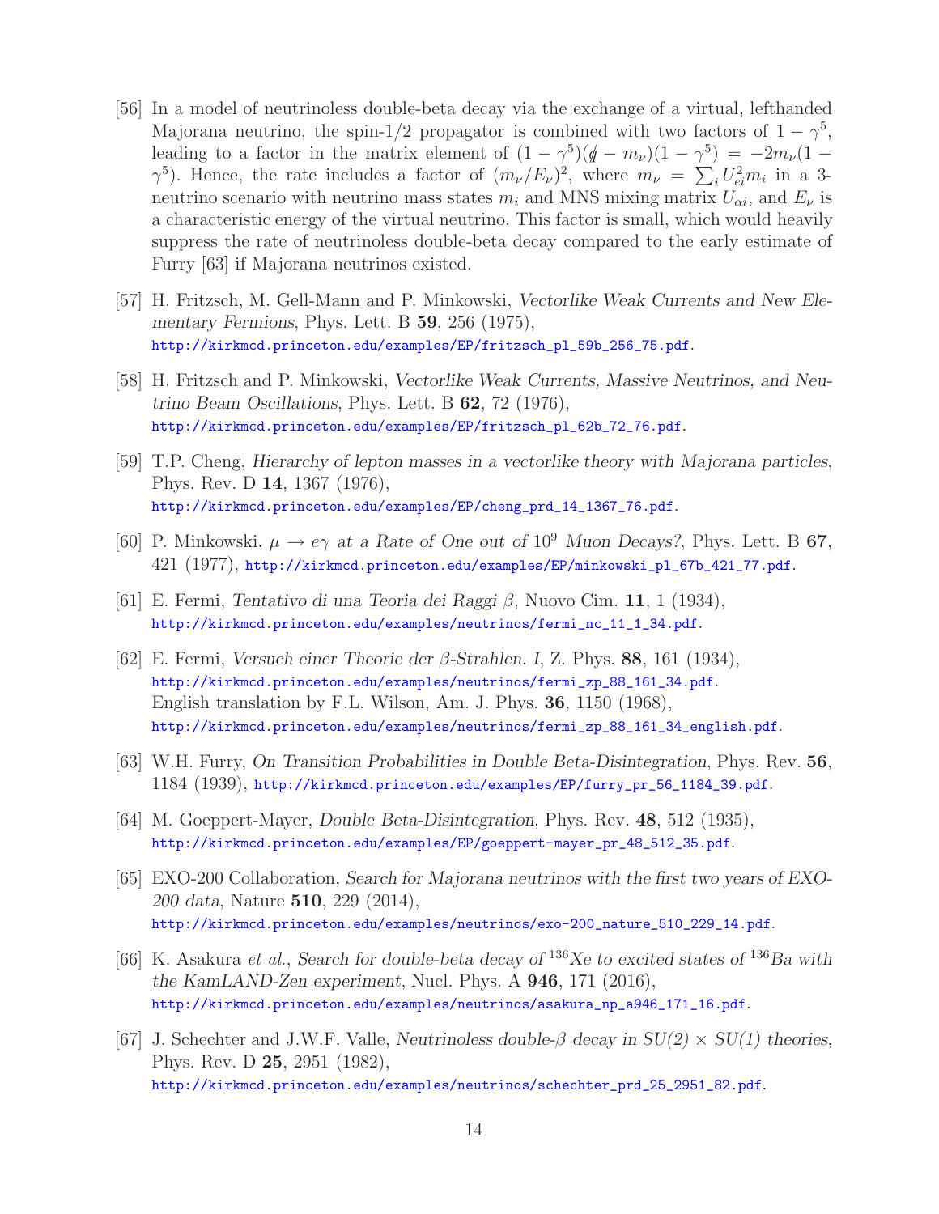[56] In a model of neutrinoless double-beta decay via the exchange of a virtual, lefthanded Majorana neutrino, the spin-1/2 propagator is combined with two factors of $1 - \gamma^5$, leading to a factor in the matrix element of $(1 - \gamma^5)(\not{q} - m_\nu)(1 - \gamma^5) = -2m_\nu(1 - \gamma^5)$. Hence, the rate includes a factor of $(m_\nu/E_\nu)^2$, where $m_\nu = \sum_i U_{ei}^2 m_i$ in a 3-neutrino scenario with neutrino mass states $m_i$ and MNS mixing matrix $U_{\alpha i}$, and $E_\nu$ is a characteristic energy of the virtual neutrino. This factor is small, which would heavily suppress the rate of neutrinoless double-beta decay compared to the early estimate of Furry [63] if Majorana neutrinos existed.

[57] H. Fritzsch, M. Gell-Mann and P. Minkowski, *Vectorlike Weak Currents and New Elementary Fermions*, Phys. Lett. B **59**, 256 (1975), http://kirkmcd.princeton.edu/examples/EP/fritzsch_pl_59b_256_75.pdf.

[58] H. Fritzsch and P. Minkowski, *Vectorlike Weak Currents, Massive Neutrinos, and Neutrino Beam Oscillations*, Phys. Lett. B **62**, 72 (1976), http://kirkmcd.princeton.edu/examples/EP/fritzsch_pl_62b_72_76.pdf.

[59] T.P. Cheng, *Hierarchy of lepton masses in a vectorlike theory with Majorana particles*, Phys. Rev. D **14**, 1367 (1976), http://kirkmcd.princeton.edu/examples/EP/cheng_prd_14_1367_76.pdf.

[60] P. Minkowski, *$\mu \to e\gamma$ at a Rate of One out of $10^9$ Muon Decays?*, Phys. Lett. B **67**, 421 (1977), http://kirkmcd.princeton.edu/examples/EP/minkowski_pl_67b_421_77.pdf.

[61] E. Fermi, *Tentativo di una Teoria dei Raggi $\beta$*, Nuovo Cim. **11**, 1 (1934), http://kirkmcd.princeton.edu/examples/neutrinos/fermi_nc_11_1_34.pdf.

[62] E. Fermi, *Versuch einer Theorie der $\beta$-Strahlen. I*, Z. Phys. **88**, 161 (1934), http://kirkmcd.princeton.edu/examples/neutrinos/fermi_zp_88_161_34.pdf. English translation by F.L. Wilson, Am. J. Phys. **36**, 1150 (1968), http://kirkmcd.princeton.edu/examples/neutrinos/fermi_zp_88_161_34_english.pdf.

[63] W.H. Furry, *On Transition Probabilities in Double Beta-Disintegration*, Phys. Rev. **56**, 1184 (1939), http://kirkmcd.princeton.edu/examples/EP/furry_pr_56_1184_39.pdf.

[64] M. Goeppert-Mayer, *Double Beta-Disintegration*, Phys. Rev. **48**, 512 (1935), http://kirkmcd.princeton.edu/examples/EP/goeppert-mayer_pr_48_512_35.pdf.

[65] EXO-200 Collaboration, *Search for Majorana neutrinos with the first two years of EXO-200 data*, Nature **510**, 229 (2014), http://kirkmcd.princeton.edu/examples/neutrinos/exo-200_nature_510_229_14.pdf.

[66] K. Asakura *et al.*, *Search for double-beta decay of $^{136}$Xe to excited states of $^{136}$Ba with the KamLAND-Zen experiment*, Nucl. Phys. A **946**, 171 (2016), http://kirkmcd.princeton.edu/examples/neutrinos/asakura_np_a946_171_16.pdf.

[67] J. Schechter and J.W.F. Valle, *Neutrinoless double-$\beta$ decay in SU(2) × SU(1) theories*, Phys. Rev. D **25**, 2951 (1982), http://kirkmcd.princeton.edu/examples/neutrinos/schechter_prd_25_2951_82.pdf.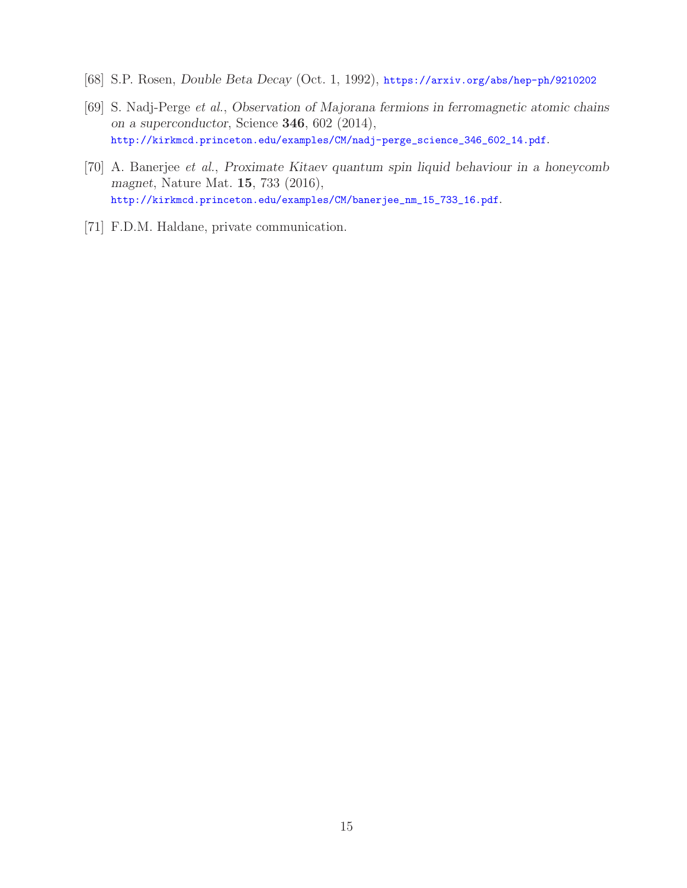[68] S.P. Rosen, *Double Beta Decay* (Oct. 1, 1992), https://arxiv.org/abs/hep-ph/9210202

[69] S. Nadj-Perge *et al.*, *Observation of Majorana fermions in ferromagnetic atomic chains on a superconductor*, Science **346**, 602 (2014), http://kirkmcd.princeton.edu/examples/CM/nadj-perge_science_346_602_14.pdf.

[70] A. Banerjee *et al.*, *Proximate Kitaev quantum spin liquid behaviour in a honeycomb magnet*, Nature Mat. **15**, 733 (2016), http://kirkmcd.princeton.edu/examples/CM/banerjee_nm_15_733_16.pdf.

[71] F.D.M. Haldane, private communication.